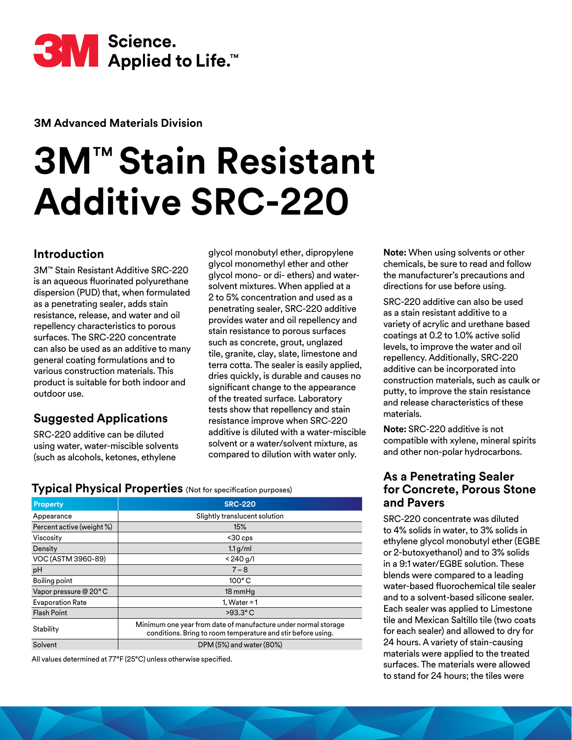3M Science. Applied to Life.™

**3M Advanced Materials Division**

# 3M™ Stain Resistant Additive SRC-220

## Introduction

3M™ Stain Resistant Additive SRC-220 is an aqueous fluorinated polyurethane dispersion (PUD) that, when formulated as a penetrating sealer, adds stain resistance, release, and water and oil repellency characteristics to porous surfaces. The SRC-220 concentrate can also be used as an additive to many general coating formulations and to various construction materials. This product is suitable for both indoor and outdoor use.

## Suggested Applications

SRC-220 additive can be diluted using water, water-miscible solvents (such as alcohols, ketones, ethylene glycol monobutyl ether, dipropylene glycol monomethyl ether and other glycol mono- or di- ethers) and water-solvent mixtures. When applied at a 2 to 5% concentration and used as a penetrating sealer, SRC-220 additive provides water and oil repellency and stain resistance to porous surfaces such as concrete, grout, unglazed tile, granite, clay, slate, limestone and terra cotta. The sealer is easily applied, dries quickly, is durable and causes no significant change to the appearance of the treated surface. Laboratory tests show that repellency and stain resistance improve when SRC-220 additive is diluted with a water-miscible solvent or a water/solvent mixture, as compared to dilution with water only.

**Note:** When using solvents or other chemicals, be sure to read and follow the manufacturer's precautions and directions for use before using.

SRC-220 additive can also be used as a stain resistant additive to a variety of acrylic and urethane based coatings at 0.2 to 1.0% active solid levels, to improve the water and oil repellency. Additionally, SRC-220 additive can be incorporated into construction materials, such as caulk or putty, to improve the stain resistance and release characteristics of these materials.

**Note:** SRC-220 additive is not compatible with xylene, mineral spirits and other non-polar hydrocarbons.

## Typical Physical Properties (Not for specification purposes)

| Property | SRC-220 |
|---|---|
| Appearance | Slightly translucent solution |
| Percent active (weight %) | 15% |
| Viscosity | <30 cps |
| Density | 1.1 g/ml |
| VOC (ASTM 3960-89) | < 240 g/l |
| pH | 7 – 8 |
| Boiling point | 100° C |
| Vapor pressure @ 20° C | 18 mmHg |
| Evaporation Rate | 1, Water = 1 |
| Flash Point | >93.3° C |
| Stability | Minimum one year from date of manufacture under normal storage conditions. Bring to room temperature and stir before using. |
| Solvent | DPM (5%) and water (80%) |

All values determined at 77°F (25°C) unless otherwise specified.

## As a Penetrating Sealer for Concrete, Porous Stone and Pavers

SRC-220 concentrate was diluted to 4% solids in water, to 3% solids in ethylene glycol monobutyl ether (EGBE or 2-butoxyethanol) and to 3% solids in a 9:1 water/EGBE solution. These blends were compared to a leading water-based fluorochemical tile sealer and to a solvent-based silicone sealer. Each sealer was applied to Limestone tile and Mexican Saltillo tile (two coats for each sealer) and allowed to dry for 24 hours. A variety of stain-causing materials were applied to the treated surfaces. The materials were allowed to stand for 24 hours; the tiles were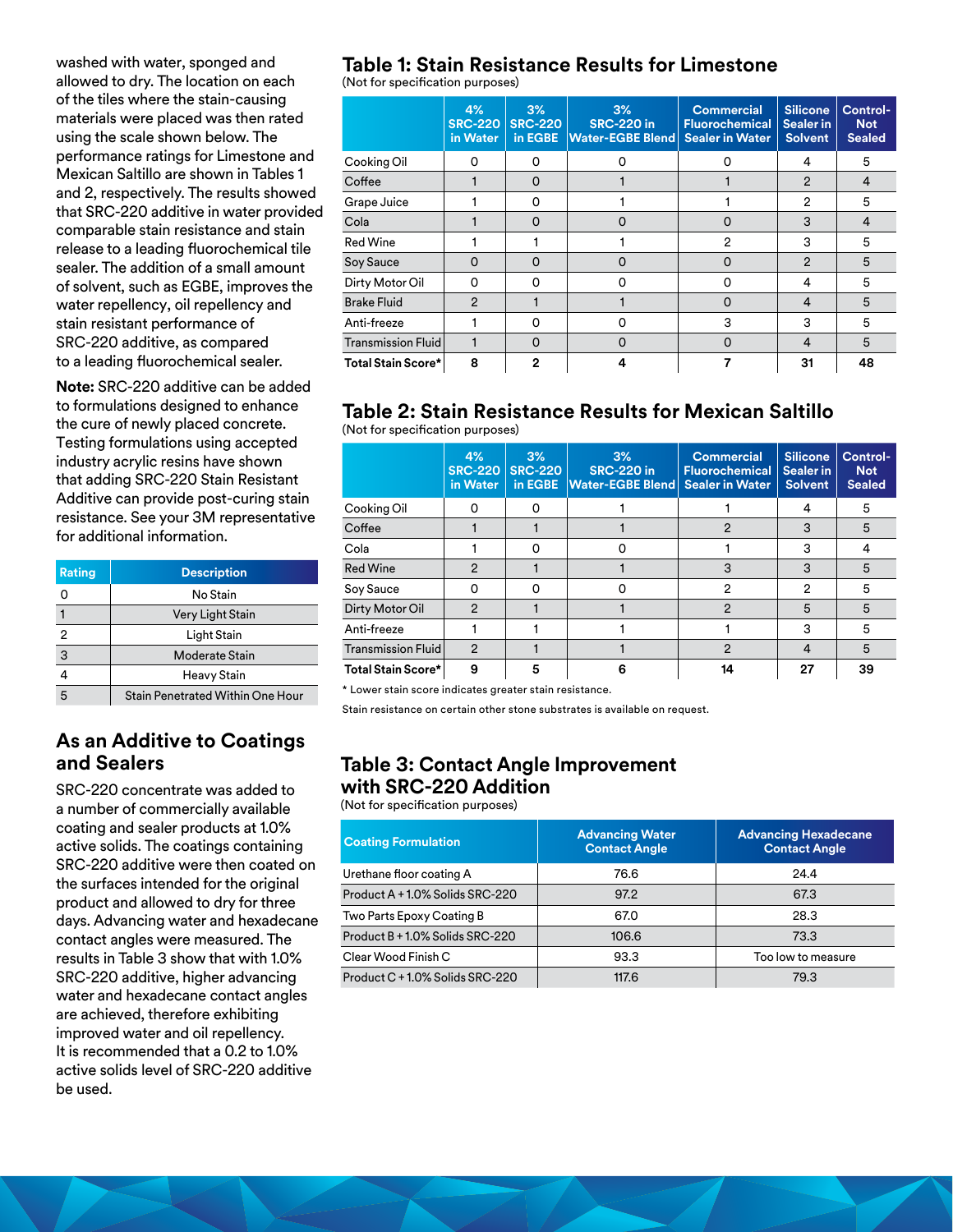washed with water, sponged and allowed to dry. The location on each of the tiles where the stain-causing materials were placed was then rated using the scale shown below. The performance ratings for Limestone and Mexican Saltillo are shown in Tables 1 and 2, respectively. The results showed that SRC-220 additive in water provided comparable stain resistance and stain release to a leading fluorochemical tile sealer. The addition of a small amount of solvent, such as EGBE, improves the water repellency, oil repellency and stain resistant performance of SRC-220 additive, as compared to a leading fluorochemical sealer.

**Note:** SRC-220 additive can be added to formulations designed to enhance the cure of newly placed concrete. Testing formulations using accepted industry acrylic resins have shown that adding SRC-220 Stain Resistant Additive can provide post-curing stain resistance. See your 3M representative for additional information.

| Rating | Description |
|---|---|
| 0 | No Stain |
| 1 | Very Light Stain |
| 2 | Light Stain |
| 3 | Moderate Stain |
| 4 | Heavy Stain |
| 5 | Stain Penetrated Within One Hour |

## As an Additive to Coatings and Sealers

SRC-220 concentrate was added to a number of commercially available coating and sealer products at 1.0% active solids. The coatings containing SRC-220 additive were then coated on the surfaces intended for the original product and allowed to dry for three days. Advancing water and hexadecane contact angles were measured. The results in Table 3 show that with 1.0% SRC-220 additive, higher advancing water and hexadecane contact angles are achieved, therefore exhibiting improved water and oil repellency. It is recommended that a 0.2 to 1.0% active solids level of SRC-220 additive be used.

## Table 1: Stain Resistance Results for Limestone

(Not for specification purposes)

| | 4% SRC-220 in Water | 3% SRC-220 in EGBE | 3% SRC-220 in Water-EGBE Blend | Commercial Fluorochemical Sealer in Water | Silicone Sealer in Solvent | Control-Not Sealed |
|---|---|---|---|---|---|---|
| Cooking Oil | 0 | 0 | 0 | 0 | 4 | 5 |
| Coffee | 1 | 0 | 1 | 1 | 2 | 4 |
| Grape Juice | 1 | 0 | 1 | 1 | 2 | 5 |
| Cola | 1 | 0 | 0 | 0 | 3 | 4 |
| Red Wine | 1 | 1 | 1 | 2 | 3 | 5 |
| Soy Sauce | 0 | 0 | 0 | 0 | 2 | 5 |
| Dirty Motor Oil | 0 | 0 | 0 | 0 | 4 | 5 |
| Brake Fluid | 2 | 1 | 1 | 0 | 4 | 5 |
| Anti-freeze | 1 | 0 | 0 | 3 | 3 | 5 |
| Transmission Fluid | 1 | 0 | 0 | 0 | 4 | 5 |
| **Total Stain Score*** | **8** | **2** | **4** | **7** | **31** | **48** |

## Table 2: Stain Resistance Results for Mexican Saltillo

(Not for specification purposes)

| | 4% SRC-220 in Water | 3% SRC-220 in EGBE | 3% SRC-220 in Water-EGBE Blend | Commercial Fluorochemical Sealer in Water | Silicone Sealer in Solvent | Control-Not Sealed |
|---|---|---|---|---|---|---|
| Cooking Oil | 0 | 0 | 1 | 1 | 4 | 5 |
| Coffee | 1 | 1 | 1 | 2 | 3 | 5 |
| Cola | 1 | 0 | 0 | 1 | 3 | 4 |
| Red Wine | 2 | 1 | 1 | 3 | 3 | 5 |
| Soy Sauce | 0 | 0 | 0 | 2 | 2 | 5 |
| Dirty Motor Oil | 2 | 1 | 1 | 2 | 5 | 5 |
| Anti-freeze | 1 | 1 | 1 | 1 | 3 | 5 |
| Transmission Fluid | 2 | 1 | 1 | 2 | 4 | 5 |
| **Total Stain Score*** | **9** | **5** | **6** | **14** | **27** | **39** |

\* Lower stain score indicates greater stain resistance.

Stain resistance on certain other stone substrates is available on request.

## Table 3: Contact Angle Improvement with SRC-220 Addition

(Not for specification purposes)

| Coating Formulation | Advancing Water Contact Angle | Advancing Hexadecane Contact Angle |
|---|---|---|
| Urethane floor coating A | 76.6 | 24.4 |
| Product A + 1.0% Solids SRC-220 | 97.2 | 67.3 |
| Two Parts Epoxy Coating B | 67.0 | 28.3 |
| Product B + 1.0% Solids SRC-220 | 106.6 | 73.3 |
| Clear Wood Finish C | 93.3 | Too low to measure |
| Product C + 1.0% Solids SRC-220 | 117.6 | 79.3 |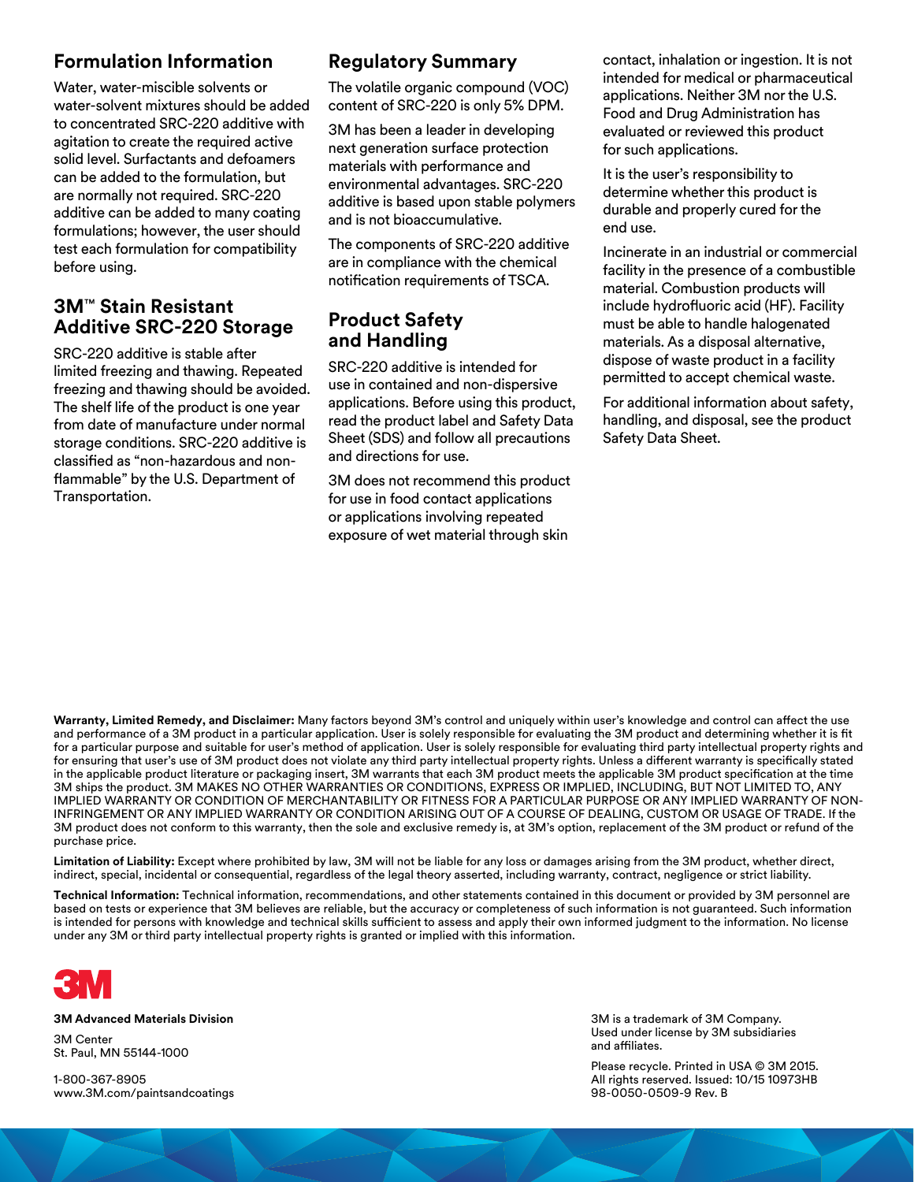## Formulation Information

Water, water-miscible solvents or water-solvent mixtures should be added to concentrated SRC-220 additive with agitation to create the required active solid level. Surfactants and defoamers can be added to the formulation, but are normally not required. SRC-220 additive can be added to many coating formulations; however, the user should test each formulation for compatibility before using.

## 3M™ Stain Resistant Additive SRC-220 Storage

SRC-220 additive is stable after limited freezing and thawing. Repeated freezing and thawing should be avoided. The shelf life of the product is one year from date of manufacture under normal storage conditions. SRC-220 additive is classified as "non-hazardous and non-flammable" by the U.S. Department of Transportation.

## Regulatory Summary

The volatile organic compound (VOC) content of SRC-220 is only 5% DPM.

3M has been a leader in developing next generation surface protection materials with performance and environmental advantages. SRC-220 additive is based upon stable polymers and is not bioaccumulative.

The components of SRC-220 additive are in compliance with the chemical notification requirements of TSCA.

## Product Safety and Handling

SRC-220 additive is intended for use in contained and non-dispersive applications. Before using this product, read the product label and Safety Data Sheet (SDS) and follow all precautions and directions for use.

3M does not recommend this product for use in food contact applications or applications involving repeated exposure of wet material through skin contact, inhalation or ingestion. It is not intended for medical or pharmaceutical applications. Neither 3M nor the U.S. Food and Drug Administration has evaluated or reviewed this product for such applications.

It is the user's responsibility to determine whether this product is durable and properly cured for the end use.

Incinerate in an industrial or commercial facility in the presence of a combustible material. Combustion products will include hydrofluoric acid (HF). Facility must be able to handle halogenated materials. As a disposal alternative, dispose of waste product in a facility permitted to accept chemical waste.

For additional information about safety, handling, and disposal, see the product Safety Data Sheet.

**Warranty, Limited Remedy, and Disclaimer:** Many factors beyond 3M's control and uniquely within user's knowledge and control can affect the use and performance of a 3M product in a particular application. User is solely responsible for evaluating the 3M product and determining whether it is fit for a particular purpose and suitable for user's method of application. User is solely responsible for evaluating third party intellectual property rights and for ensuring that user's use of 3M product does not violate any third party intellectual property rights. Unless a different warranty is specifically stated in the applicable product literature or packaging insert, 3M warrants that each 3M product meets the applicable 3M product specification at the time 3M ships the product. 3M MAKES NO OTHER WARRANTIES OR CONDITIONS, EXPRESS OR IMPLIED, INCLUDING, BUT NOT LIMITED TO, ANY IMPLIED WARRANTY OR CONDITION OF MERCHANTABILITY OR FITNESS FOR A PARTICULAR PURPOSE OR ANY IMPLIED WARRANTY OF NON-INFRINGEMENT OR ANY IMPLIED WARRANTY OR CONDITION ARISING OUT OF A COURSE OF DEALING, CUSTOM OR USAGE OF TRADE. If the 3M product does not conform to this warranty, then the sole and exclusive remedy is, at 3M's option, replacement of the 3M product or refund of the purchase price.

**Limitation of Liability:** Except where prohibited by law, 3M will not be liable for any loss or damages arising from the 3M product, whether direct, indirect, special, incidental or consequential, regardless of the legal theory asserted, including warranty, contract, negligence or strict liability.

**Technical Information:** Technical information, recommendations, and other statements contained in this document or provided by 3M personnel are based on tests or experience that 3M believes are reliable, but the accuracy or completeness of such information is not guaranteed. Such information is intended for persons with knowledge and technical skills sufficient to assess and apply their own informed judgment to the information. No license under any 3M or third party intellectual property rights is granted or implied with this information.

3M

**3M Advanced Materials Division**

3M Center
St. Paul, MN 55144-1000

1-800-367-8905
www.3M.com/paintsandcoatings

3M is a trademark of 3M Company.
Used under license by 3M subsidiaries and affiliates.

Please recycle. Printed in USA © 3M 2015.
All rights reserved. Issued: 10/15 10973HB
98-0050-0509-9 Rev. B